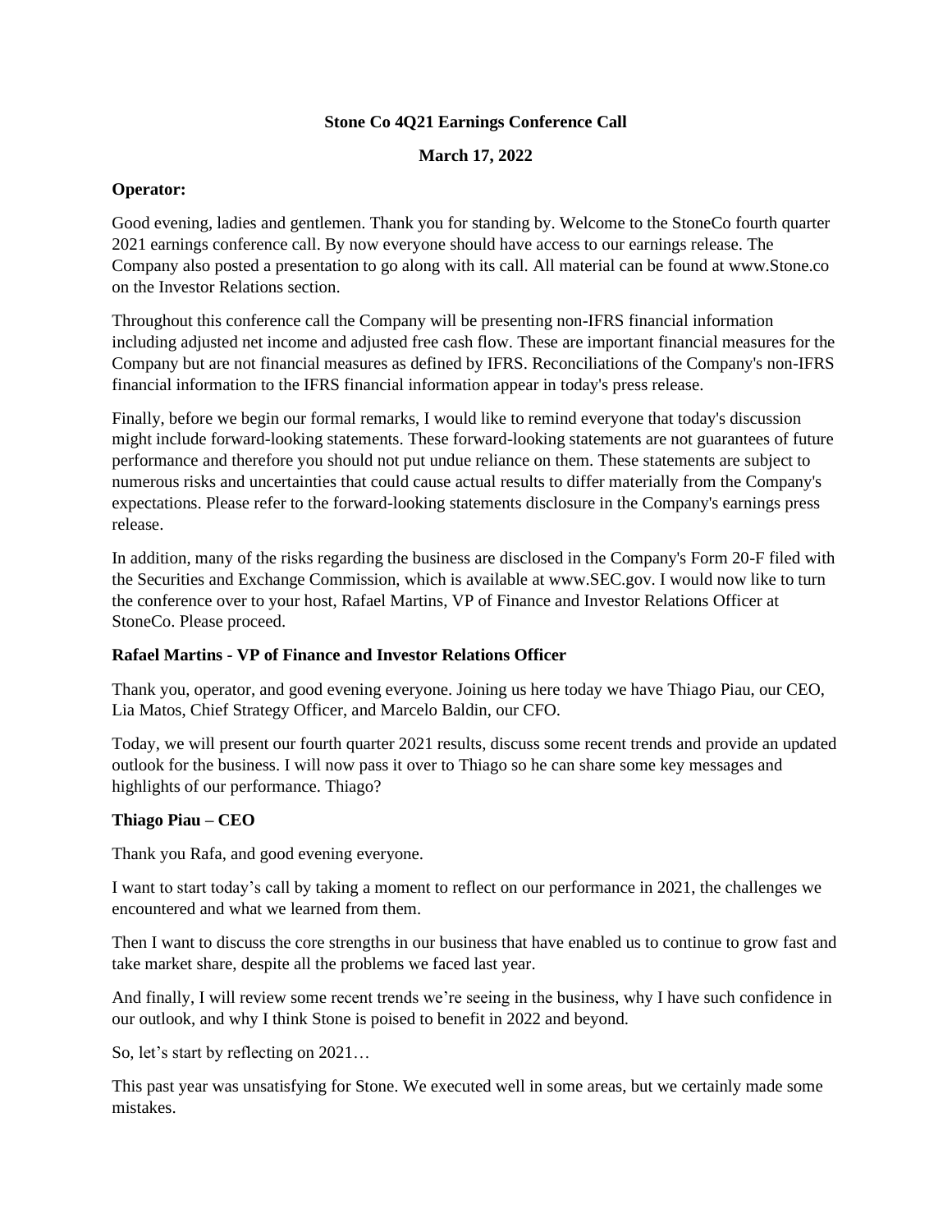# Stone Co 4Q21 Earnings Conference Call

**March 17, 2022**

**Operator:**

Good evening, ladies and gentlemen. Thank you for standing by. Welcome to the StoneCo fourth quarter 2021 earnings conference call. By now everyone should have access to our earnings release. The Company also posted a presentation to go along with its call. All material can be found at www.Stone.co on the Investor Relations section.

Throughout this conference call the Company will be presenting non-IFRS financial information including adjusted net income and adjusted free cash flow. These are important financial measures for the Company but are not financial measures as defined by IFRS. Reconciliations of the Company's non-IFRS financial information to the IFRS financial information appear in today's press release.

Finally, before we begin our formal remarks, I would like to remind everyone that today's discussion might include forward-looking statements. These forward-looking statements are not guarantees of future performance and therefore you should not put undue reliance on them. These statements are subject to numerous risks and uncertainties that could cause actual results to differ materially from the Company's expectations. Please refer to the forward-looking statements disclosure in the Company's earnings press release.

In addition, many of the risks regarding the business are disclosed in the Company's Form 20-F filed with the Securities and Exchange Commission, which is available at www.SEC.gov. I would now like to turn the conference over to your host, Rafael Martins, VP of Finance and Investor Relations Officer at StoneCo. Please proceed.

**Rafael Martins - VP of Finance and Investor Relations Officer**

Thank you, operator, and good evening everyone. Joining us here today we have Thiago Piau, our CEO, Lia Matos, Chief Strategy Officer, and Marcelo Baldin, our CFO.

Today, we will present our fourth quarter 2021 results, discuss some recent trends and provide an updated outlook for the business. I will now pass it over to Thiago so he can share some key messages and highlights of our performance. Thiago?

**Thiago Piau – CEO**

Thank you Rafa, and good evening everyone.

I want to start today's call by taking a moment to reflect on our performance in 2021, the challenges we encountered and what we learned from them.

Then I want to discuss the core strengths in our business that have enabled us to continue to grow fast and take market share, despite all the problems we faced last year.

And finally, I will review some recent trends we're seeing in the business, why I have such confidence in our outlook, and why I think Stone is poised to benefit in 2022 and beyond.

So, let's start by reflecting on 2021…

This past year was unsatisfying for Stone. We executed well in some areas, but we certainly made some mistakes.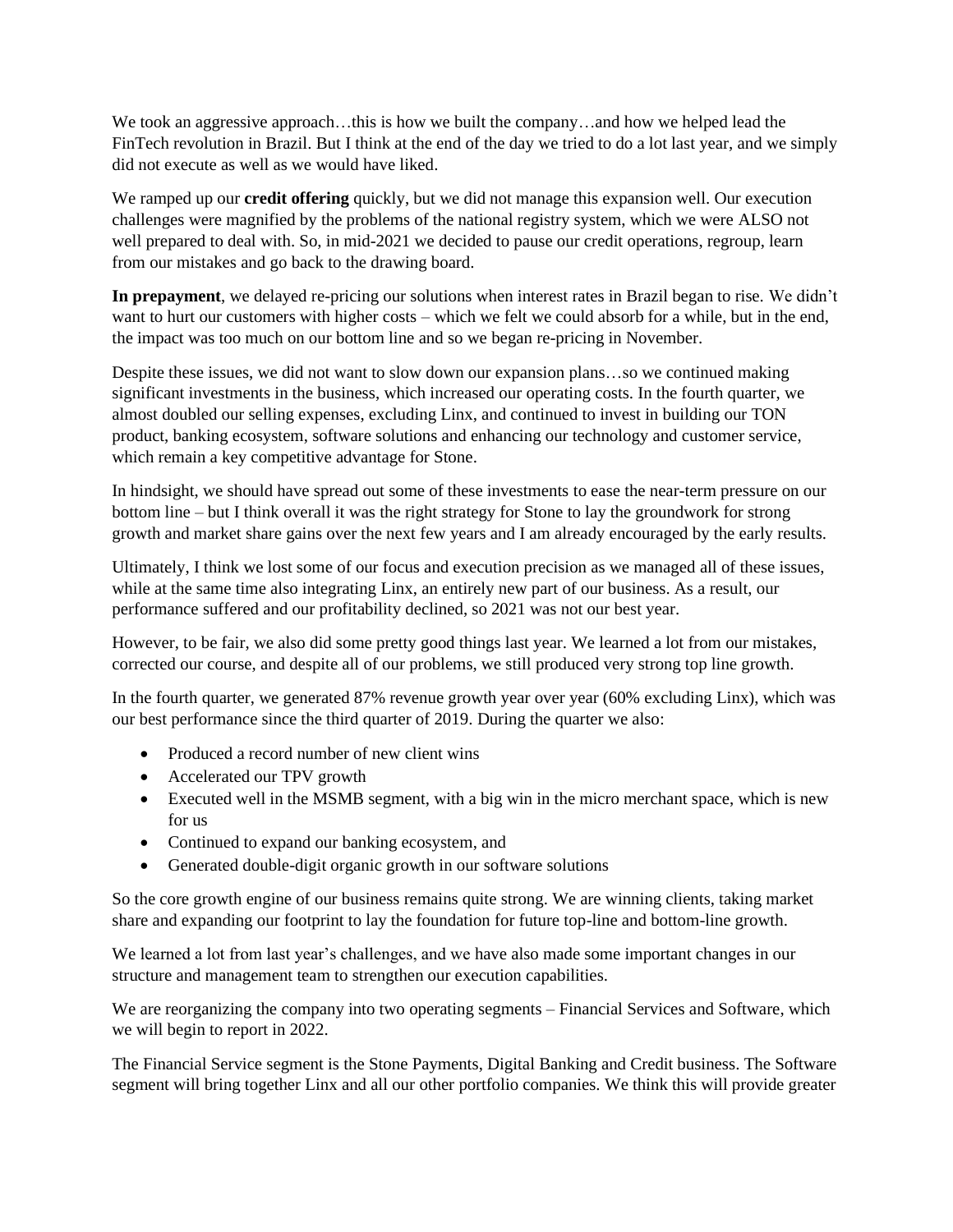We took an aggressive approach…this is how we built the company…and how we helped lead the FinTech revolution in Brazil. But I think at the end of the day we tried to do a lot last year, and we simply did not execute as well as we would have liked.

We ramped up our **credit offering** quickly, but we did not manage this expansion well. Our execution challenges were magnified by the problems of the national registry system, which we were ALSO not well prepared to deal with. So, in mid-2021 we decided to pause our credit operations, regroup, learn from our mistakes and go back to the drawing board.

**In prepayment**, we delayed re-pricing our solutions when interest rates in Brazil began to rise. We didn't want to hurt our customers with higher costs – which we felt we could absorb for a while, but in the end, the impact was too much on our bottom line and so we began re-pricing in November.

Despite these issues, we did not want to slow down our expansion plans…so we continued making significant investments in the business, which increased our operating costs. In the fourth quarter, we almost doubled our selling expenses, excluding Linx, and continued to invest in building our TON product, banking ecosystem, software solutions and enhancing our technology and customer service, which remain a key competitive advantage for Stone.

In hindsight, we should have spread out some of these investments to ease the near-term pressure on our bottom line – but I think overall it was the right strategy for Stone to lay the groundwork for strong growth and market share gains over the next few years and I am already encouraged by the early results.

Ultimately, I think we lost some of our focus and execution precision as we managed all of these issues, while at the same time also integrating Linx, an entirely new part of our business. As a result, our performance suffered and our profitability declined, so 2021 was not our best year.

However, to be fair, we also did some pretty good things last year. We learned a lot from our mistakes, corrected our course, and despite all of our problems, we still produced very strong top line growth.

In the fourth quarter, we generated 87% revenue growth year over year (60% excluding Linx), which was our best performance since the third quarter of 2019. During the quarter we also:

- Produced a record number of new client wins
- Accelerated our TPV growth
- Executed well in the MSMB segment, with a big win in the micro merchant space, which is new for us
- Continued to expand our banking ecosystem, and
- Generated double-digit organic growth in our software solutions

So the core growth engine of our business remains quite strong. We are winning clients, taking market share and expanding our footprint to lay the foundation for future top-line and bottom-line growth.

We learned a lot from last year's challenges, and we have also made some important changes in our structure and management team to strengthen our execution capabilities.

We are reorganizing the company into two operating segments – Financial Services and Software, which we will begin to report in 2022.

The Financial Service segment is the Stone Payments, Digital Banking and Credit business. The Software segment will bring together Linx and all our other portfolio companies. We think this will provide greater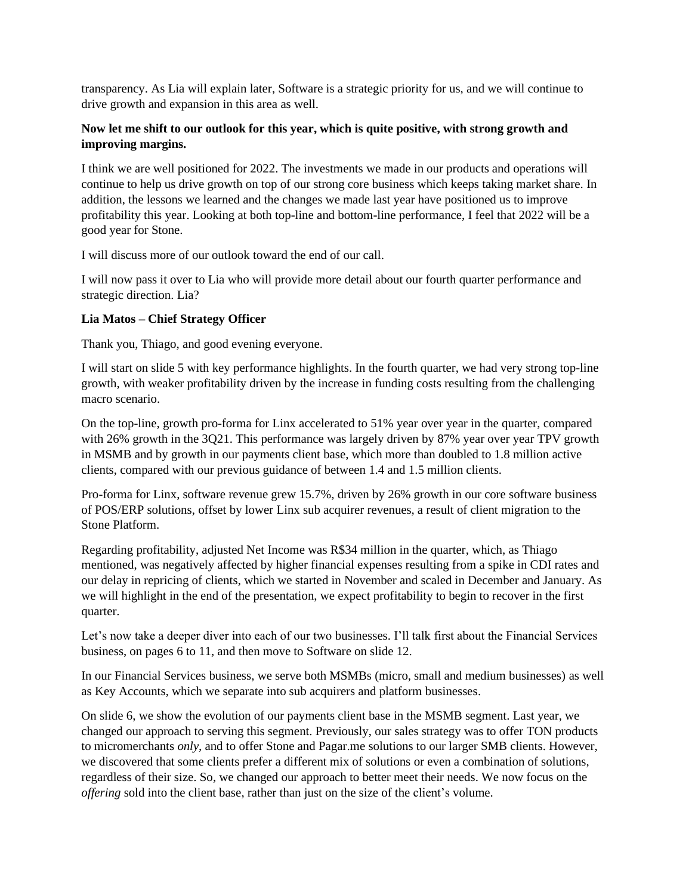transparency. As Lia will explain later, Software is a strategic priority for us, and we will continue to drive growth and expansion in this area as well.

**Now let me shift to our outlook for this year, which is quite positive, with strong growth and improving margins.**

I think we are well positioned for 2022. The investments we made in our products and operations will continue to help us drive growth on top of our strong core business which keeps taking market share. In addition, the lessons we learned and the changes we made last year have positioned us to improve profitability this year. Looking at both top-line and bottom-line performance, I feel that 2022 will be a good year for Stone.

I will discuss more of our outlook toward the end of our call.

I will now pass it over to Lia who will provide more detail about our fourth quarter performance and strategic direction. Lia?

**Lia Matos – Chief Strategy Officer**

Thank you, Thiago, and good evening everyone.

I will start on slide 5 with key performance highlights. In the fourth quarter, we had very strong top-line growth, with weaker profitability driven by the increase in funding costs resulting from the challenging macro scenario.

On the top-line, growth pro-forma for Linx accelerated to 51% year over year in the quarter, compared with 26% growth in the 3Q21. This performance was largely driven by 87% year over year TPV growth in MSMB and by growth in our payments client base, which more than doubled to 1.8 million active clients, compared with our previous guidance of between 1.4 and 1.5 million clients.

Pro-forma for Linx, software revenue grew 15.7%, driven by 26% growth in our core software business of POS/ERP solutions, offset by lower Linx sub acquirer revenues, a result of client migration to the Stone Platform.

Regarding profitability, adjusted Net Income was R$34 million in the quarter, which, as Thiago mentioned, was negatively affected by higher financial expenses resulting from a spike in CDI rates and our delay in repricing of clients, which we started in November and scaled in December and January. As we will highlight in the end of the presentation, we expect profitability to begin to recover in the first quarter.

Let's now take a deeper diver into each of our two businesses. I'll talk first about the Financial Services business, on pages 6 to 11, and then move to Software on slide 12.

In our Financial Services business, we serve both MSMBs (micro, small and medium businesses) as well as Key Accounts, which we separate into sub acquirers and platform businesses.

On slide 6, we show the evolution of our payments client base in the MSMB segment. Last year, we changed our approach to serving this segment. Previously, our sales strategy was to offer TON products to micromerchants *only,* and to offer Stone and Pagar.me solutions to our larger SMB clients. However, we discovered that some clients prefer a different mix of solutions or even a combination of solutions, regardless of their size. So, we changed our approach to better meet their needs. We now focus on the *offering* sold into the client base, rather than just on the size of the client's volume.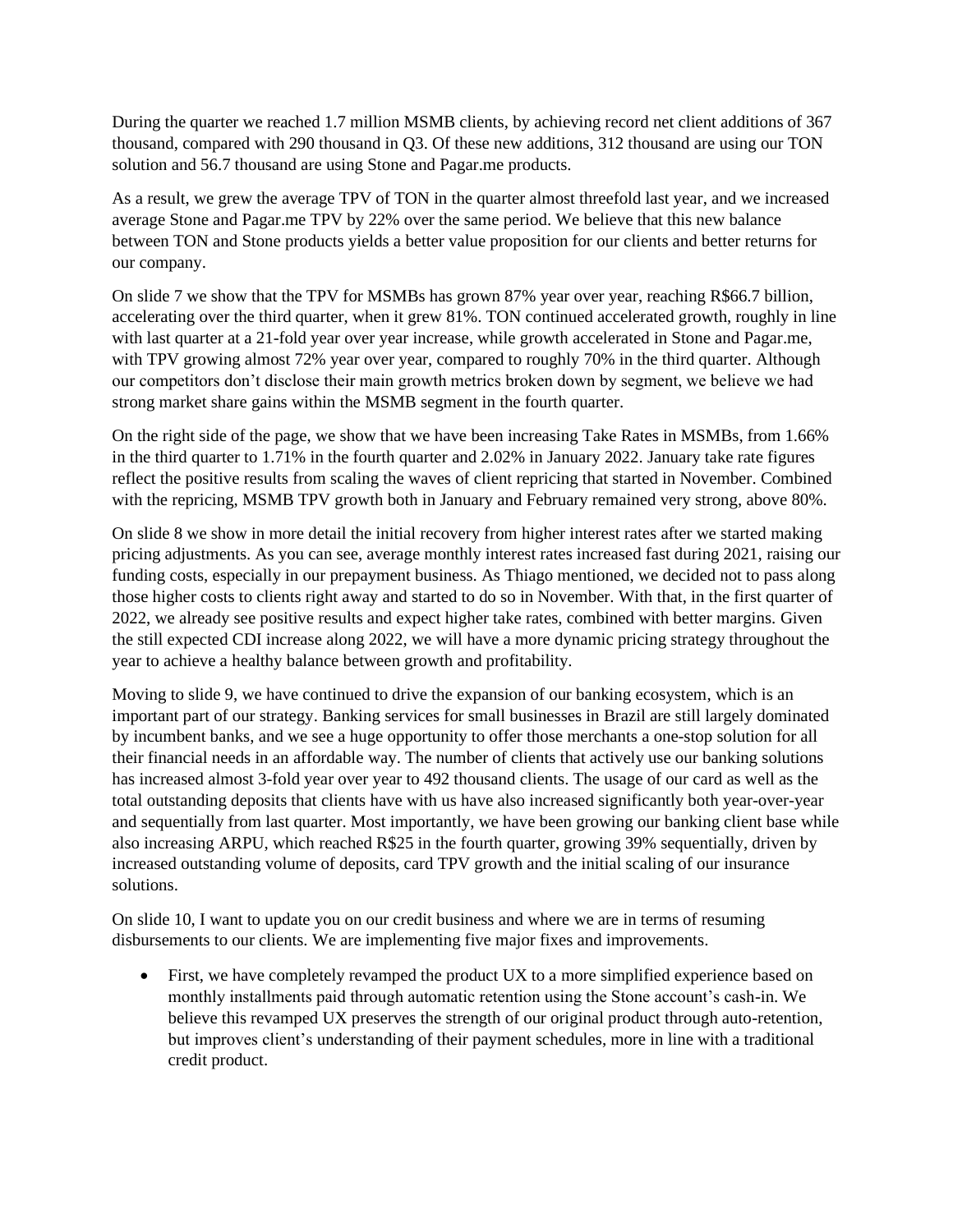During the quarter we reached 1.7 million MSMB clients, by achieving record net client additions of 367 thousand, compared with 290 thousand in Q3. Of these new additions, 312 thousand are using our TON solution and 56.7 thousand are using Stone and Pagar.me products.

As a result, we grew the average TPV of TON in the quarter almost threefold last year, and we increased average Stone and Pagar.me TPV by 22% over the same period. We believe that this new balance between TON and Stone products yields a better value proposition for our clients and better returns for our company.

On slide 7 we show that the TPV for MSMBs has grown 87% year over year, reaching R$66.7 billion, accelerating over the third quarter, when it grew 81%. TON continued accelerated growth, roughly in line with last quarter at a 21-fold year over year increase, while growth accelerated in Stone and Pagar.me, with TPV growing almost 72% year over year, compared to roughly 70% in the third quarter. Although our competitors don't disclose their main growth metrics broken down by segment, we believe we had strong market share gains within the MSMB segment in the fourth quarter.

On the right side of the page, we show that we have been increasing Take Rates in MSMBs, from 1.66% in the third quarter to 1.71% in the fourth quarter and 2.02% in January 2022. January take rate figures reflect the positive results from scaling the waves of client repricing that started in November. Combined with the repricing, MSMB TPV growth both in January and February remained very strong, above 80%.

On slide 8 we show in more detail the initial recovery from higher interest rates after we started making pricing adjustments. As you can see, average monthly interest rates increased fast during 2021, raising our funding costs, especially in our prepayment business. As Thiago mentioned, we decided not to pass along those higher costs to clients right away and started to do so in November. With that, in the first quarter of 2022, we already see positive results and expect higher take rates, combined with better margins. Given the still expected CDI increase along 2022, we will have a more dynamic pricing strategy throughout the year to achieve a healthy balance between growth and profitability.

Moving to slide 9, we have continued to drive the expansion of our banking ecosystem, which is an important part of our strategy. Banking services for small businesses in Brazil are still largely dominated by incumbent banks, and we see a huge opportunity to offer those merchants a one-stop solution for all their financial needs in an affordable way. The number of clients that actively use our banking solutions has increased almost 3-fold year over year to 492 thousand clients. The usage of our card as well as the total outstanding deposits that clients have with us have also increased significantly both year-over-year and sequentially from last quarter. Most importantly, we have been growing our banking client base while also increasing ARPU, which reached R$25 in the fourth quarter, growing 39% sequentially, driven by increased outstanding volume of deposits, card TPV growth and the initial scaling of our insurance solutions.

On slide 10, I want to update you on our credit business and where we are in terms of resuming disbursements to our clients. We are implementing five major fixes and improvements.

- First, we have completely revamped the product UX to a more simplified experience based on monthly installments paid through automatic retention using the Stone account's cash-in. We believe this revamped UX preserves the strength of our original product through auto-retention, but improves client's understanding of their payment schedules, more in line with a traditional credit product.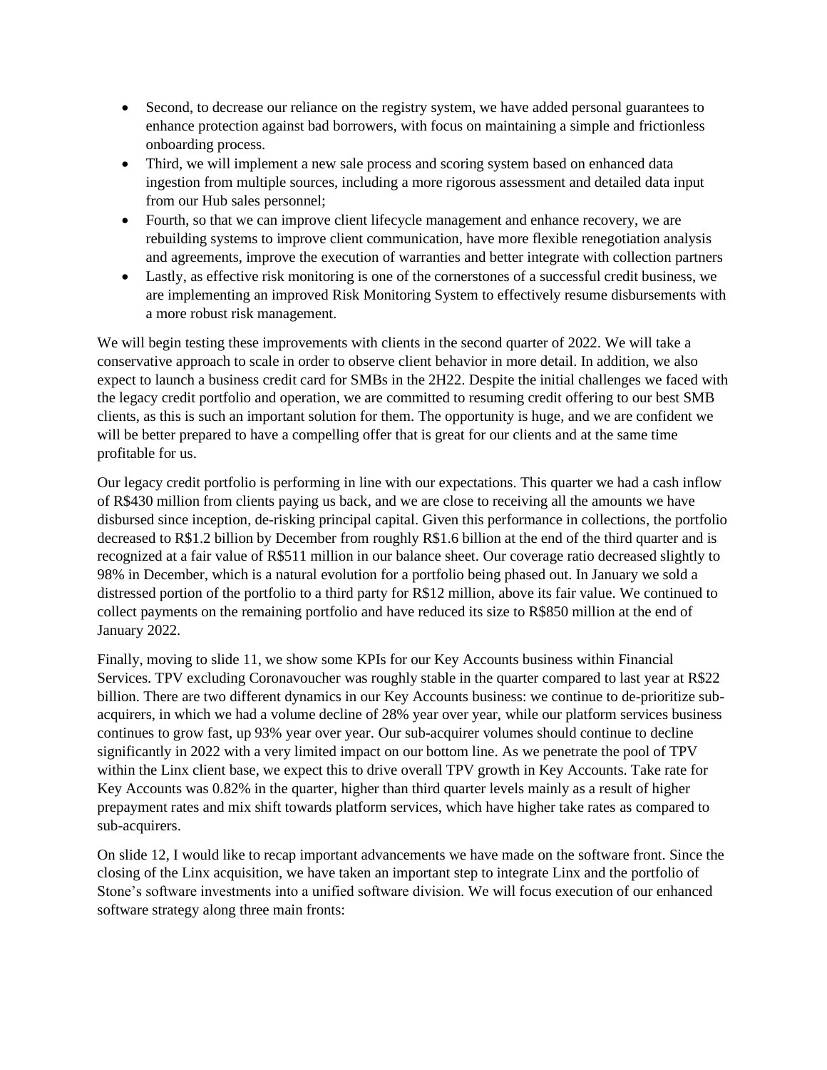- Second, to decrease our reliance on the registry system, we have added personal guarantees to enhance protection against bad borrowers, with focus on maintaining a simple and frictionless onboarding process.
- Third, we will implement a new sale process and scoring system based on enhanced data ingestion from multiple sources, including a more rigorous assessment and detailed data input from our Hub sales personnel;
- Fourth, so that we can improve client lifecycle management and enhance recovery, we are rebuilding systems to improve client communication, have more flexible renegotiation analysis and agreements, improve the execution of warranties and better integrate with collection partners
- Lastly, as effective risk monitoring is one of the cornerstones of a successful credit business, we are implementing an improved Risk Monitoring System to effectively resume disbursements with a more robust risk management.

We will begin testing these improvements with clients in the second quarter of 2022. We will take a conservative approach to scale in order to observe client behavior in more detail. In addition, we also expect to launch a business credit card for SMBs in the 2H22. Despite the initial challenges we faced with the legacy credit portfolio and operation, we are committed to resuming credit offering to our best SMB clients, as this is such an important solution for them. The opportunity is huge, and we are confident we will be better prepared to have a compelling offer that is great for our clients and at the same time profitable for us.

Our legacy credit portfolio is performing in line with our expectations. This quarter we had a cash inflow of R$430 million from clients paying us back, and we are close to receiving all the amounts we have disbursed since inception, de-risking principal capital. Given this performance in collections, the portfolio decreased to R$1.2 billion by December from roughly R$1.6 billion at the end of the third quarter and is recognized at a fair value of R$511 million in our balance sheet. Our coverage ratio decreased slightly to 98% in December, which is a natural evolution for a portfolio being phased out. In January we sold a distressed portion of the portfolio to a third party for R$12 million, above its fair value. We continued to collect payments on the remaining portfolio and have reduced its size to R$850 million at the end of January 2022.

Finally, moving to slide 11, we show some KPIs for our Key Accounts business within Financial Services. TPV excluding Coronavoucher was roughly stable in the quarter compared to last year at R$22 billion. There are two different dynamics in our Key Accounts business: we continue to de-prioritize sub-acquirers, in which we had a volume decline of 28% year over year, while our platform services business continues to grow fast, up 93% year over year. Our sub-acquirer volumes should continue to decline significantly in 2022 with a very limited impact on our bottom line. As we penetrate the pool of TPV within the Linx client base, we expect this to drive overall TPV growth in Key Accounts. Take rate for Key Accounts was 0.82% in the quarter, higher than third quarter levels mainly as a result of higher prepayment rates and mix shift towards platform services, which have higher take rates as compared to sub-acquirers.

On slide 12, I would like to recap important advancements we have made on the software front. Since the closing of the Linx acquisition, we have taken an important step to integrate Linx and the portfolio of Stone's software investments into a unified software division. We will focus execution of our enhanced software strategy along three main fronts: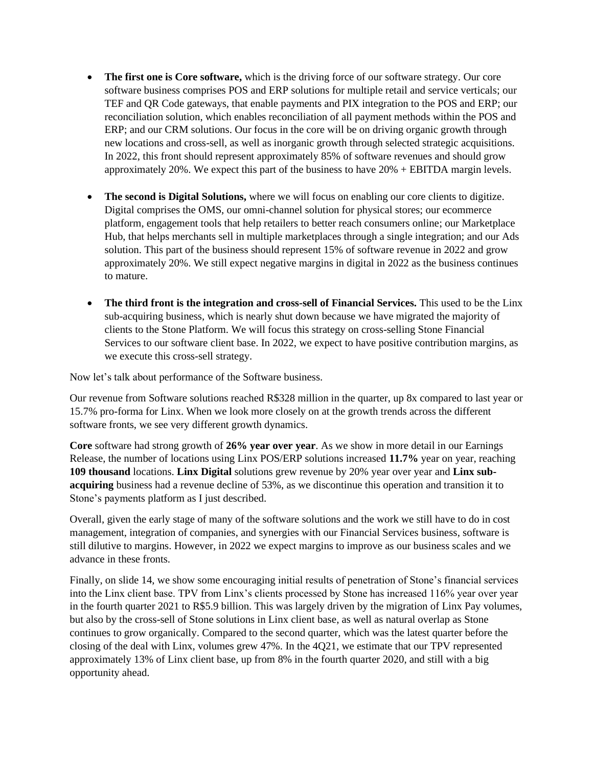- **The first one is Core software,** which is the driving force of our software strategy. Our core software business comprises POS and ERP solutions for multiple retail and service verticals; our TEF and QR Code gateways, that enable payments and PIX integration to the POS and ERP; our reconciliation solution, which enables reconciliation of all payment methods within the POS and ERP; and our CRM solutions. Our focus in the core will be on driving organic growth through new locations and cross-sell, as well as inorganic growth through selected strategic acquisitions. In 2022, this front should represent approximately 85% of software revenues and should grow approximately 20%. We expect this part of the business to have 20% + EBITDA margin levels.

- **The second is Digital Solutions,** where we will focus on enabling our core clients to digitize. Digital comprises the OMS, our omni-channel solution for physical stores; our ecommerce platform, engagement tools that help retailers to better reach consumers online; our Marketplace Hub, that helps merchants sell in multiple marketplaces through a single integration; and our Ads solution. This part of the business should represent 15% of software revenue in 2022 and grow approximately 20%. We still expect negative margins in digital in 2022 as the business continues to mature.

- **The third front is the integration and cross-sell of Financial Services.** This used to be the Linx sub-acquiring business, which is nearly shut down because we have migrated the majority of clients to the Stone Platform. We will focus this strategy on cross-selling Stone Financial Services to our software client base. In 2022, we expect to have positive contribution margins, as we execute this cross-sell strategy.

Now let's talk about performance of the Software business.

Our revenue from Software solutions reached R$328 million in the quarter, up 8x compared to last year or 15.7% pro-forma for Linx. When we look more closely on at the growth trends across the different software fronts, we see very different growth dynamics.

**Core** software had strong growth of **26% year over year**. As we show in more detail in our Earnings Release, the number of locations using Linx POS/ERP solutions increased **11.7%** year on year, reaching **109 thousand** locations. **Linx Digital** solutions grew revenue by 20% year over year and **Linx sub-acquiring** business had a revenue decline of 53%, as we discontinue this operation and transition it to Stone's payments platform as I just described.

Overall, given the early stage of many of the software solutions and the work we still have to do in cost management, integration of companies, and synergies with our Financial Services business, software is still dilutive to margins. However, in 2022 we expect margins to improve as our business scales and we advance in these fronts.

Finally, on slide 14, we show some encouraging initial results of penetration of Stone's financial services into the Linx client base. TPV from Linx's clients processed by Stone has increased 116% year over year in the fourth quarter 2021 to R$5.9 billion. This was largely driven by the migration of Linx Pay volumes, but also by the cross-sell of Stone solutions in Linx client base, as well as natural overlap as Stone continues to grow organically. Compared to the second quarter, which was the latest quarter before the closing of the deal with Linx, volumes grew 47%. In the 4Q21, we estimate that our TPV represented approximately 13% of Linx client base, up from 8% in the fourth quarter 2020, and still with a big opportunity ahead.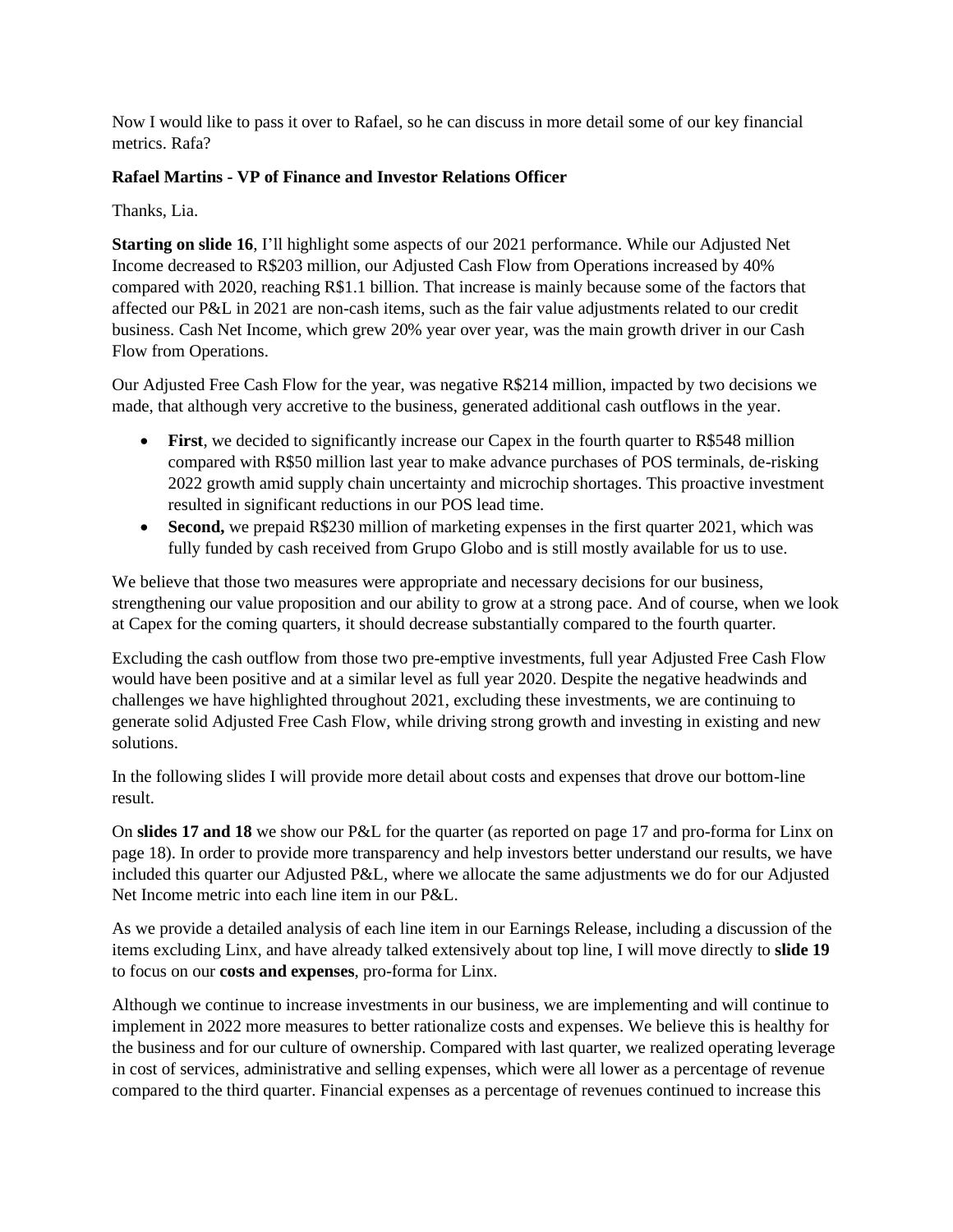Now I would like to pass it over to Rafael, so he can discuss in more detail some of our key financial metrics. Rafa?

**Rafael Martins - VP of Finance and Investor Relations Officer**

Thanks, Lia.

**Starting on slide 16**, I'll highlight some aspects of our 2021 performance. While our Adjusted Net Income decreased to R$203 million, our Adjusted Cash Flow from Operations increased by 40% compared with 2020, reaching R$1.1 billion. That increase is mainly because some of the factors that affected our P&L in 2021 are non-cash items, such as the fair value adjustments related to our credit business. Cash Net Income, which grew 20% year over year, was the main growth driver in our Cash Flow from Operations.

Our Adjusted Free Cash Flow for the year, was negative R$214 million, impacted by two decisions we made, that although very accretive to the business, generated additional cash outflows in the year.

- **First**, we decided to significantly increase our Capex in the fourth quarter to R$548 million compared with R$50 million last year to make advance purchases of POS terminals, de-risking 2022 growth amid supply chain uncertainty and microchip shortages. This proactive investment resulted in significant reductions in our POS lead time.
- **Second,** we prepaid R$230 million of marketing expenses in the first quarter 2021, which was fully funded by cash received from Grupo Globo and is still mostly available for us to use.

We believe that those two measures were appropriate and necessary decisions for our business, strengthening our value proposition and our ability to grow at a strong pace. And of course, when we look at Capex for the coming quarters, it should decrease substantially compared to the fourth quarter.

Excluding the cash outflow from those two pre-emptive investments, full year Adjusted Free Cash Flow would have been positive and at a similar level as full year 2020. Despite the negative headwinds and challenges we have highlighted throughout 2021, excluding these investments, we are continuing to generate solid Adjusted Free Cash Flow, while driving strong growth and investing in existing and new solutions.

In the following slides I will provide more detail about costs and expenses that drove our bottom-line result.

On **slides 17 and 18** we show our P&L for the quarter (as reported on page 17 and pro-forma for Linx on page 18). In order to provide more transparency and help investors better understand our results, we have included this quarter our Adjusted P&L, where we allocate the same adjustments we do for our Adjusted Net Income metric into each line item in our P&L.

As we provide a detailed analysis of each line item in our Earnings Release, including a discussion of the items excluding Linx, and have already talked extensively about top line, I will move directly to **slide 19** to focus on our **costs and expenses**, pro-forma for Linx.

Although we continue to increase investments in our business, we are implementing and will continue to implement in 2022 more measures to better rationalize costs and expenses. We believe this is healthy for the business and for our culture of ownership. Compared with last quarter, we realized operating leverage in cost of services, administrative and selling expenses, which were all lower as a percentage of revenue compared to the third quarter. Financial expenses as a percentage of revenues continued to increase this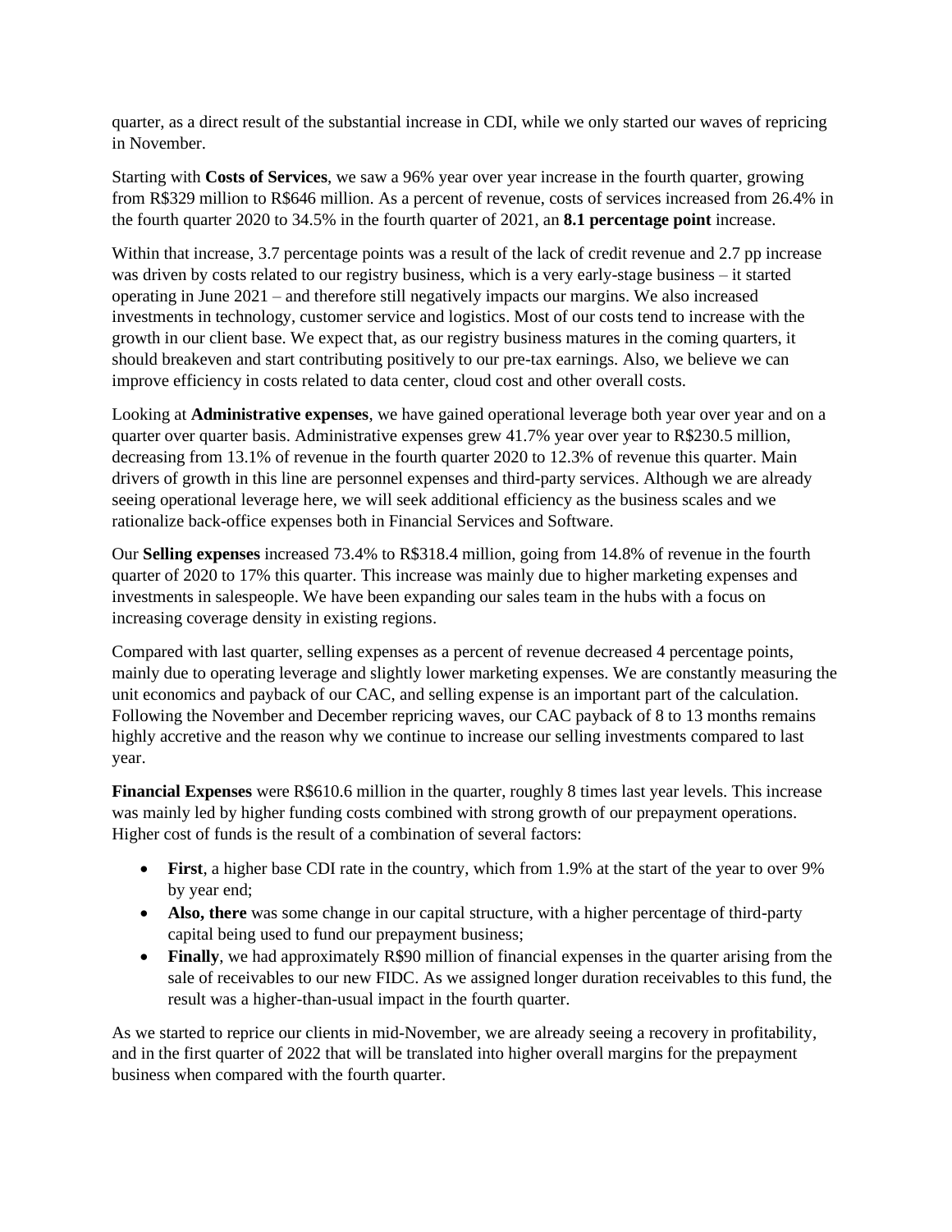quarter, as a direct result of the substantial increase in CDI, while we only started our waves of repricing in November.

Starting with **Costs of Services**, we saw a 96% year over year increase in the fourth quarter, growing from R$329 million to R$646 million. As a percent of revenue, costs of services increased from 26.4% in the fourth quarter 2020 to 34.5% in the fourth quarter of 2021, an **8.1 percentage point** increase.

Within that increase, 3.7 percentage points was a result of the lack of credit revenue and 2.7 pp increase was driven by costs related to our registry business, which is a very early-stage business – it started operating in June 2021 – and therefore still negatively impacts our margins. We also increased investments in technology, customer service and logistics. Most of our costs tend to increase with the growth in our client base. We expect that, as our registry business matures in the coming quarters, it should breakeven and start contributing positively to our pre-tax earnings. Also, we believe we can improve efficiency in costs related to data center, cloud cost and other overall costs.

Looking at **Administrative expenses**, we have gained operational leverage both year over year and on a quarter over quarter basis. Administrative expenses grew 41.7% year over year to R$230.5 million, decreasing from 13.1% of revenue in the fourth quarter 2020 to 12.3% of revenue this quarter. Main drivers of growth in this line are personnel expenses and third-party services. Although we are already seeing operational leverage here, we will seek additional efficiency as the business scales and we rationalize back-office expenses both in Financial Services and Software.

Our **Selling expenses** increased 73.4% to R$318.4 million, going from 14.8% of revenue in the fourth quarter of 2020 to 17% this quarter. This increase was mainly due to higher marketing expenses and investments in salespeople. We have been expanding our sales team in the hubs with a focus on increasing coverage density in existing regions.

Compared with last quarter, selling expenses as a percent of revenue decreased 4 percentage points, mainly due to operating leverage and slightly lower marketing expenses. We are constantly measuring the unit economics and payback of our CAC, and selling expense is an important part of the calculation. Following the November and December repricing waves, our CAC payback of 8 to 13 months remains highly accretive and the reason why we continue to increase our selling investments compared to last year.

**Financial Expenses** were R$610.6 million in the quarter, roughly 8 times last year levels. This increase was mainly led by higher funding costs combined with strong growth of our prepayment operations. Higher cost of funds is the result of a combination of several factors:

- **First**, a higher base CDI rate in the country, which from 1.9% at the start of the year to over 9% by year end;
- **Also, there** was some change in our capital structure, with a higher percentage of third-party capital being used to fund our prepayment business;
- **Finally**, we had approximately R$90 million of financial expenses in the quarter arising from the sale of receivables to our new FIDC. As we assigned longer duration receivables to this fund, the result was a higher-than-usual impact in the fourth quarter.

As we started to reprice our clients in mid-November, we are already seeing a recovery in profitability, and in the first quarter of 2022 that will be translated into higher overall margins for the prepayment business when compared with the fourth quarter.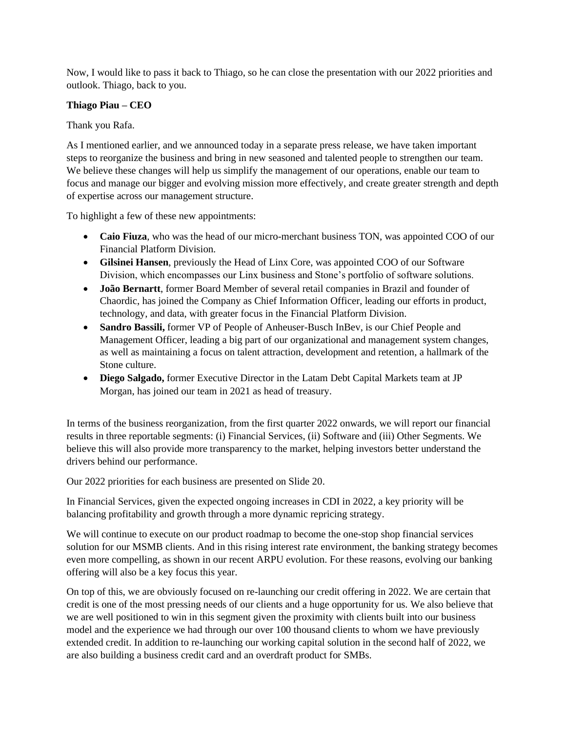Now, I would like to pass it back to Thiago, so he can close the presentation with our 2022 priorities and outlook. Thiago, back to you.

**Thiago Piau – CEO**

Thank you Rafa.

As I mentioned earlier, and we announced today in a separate press release, we have taken important steps to reorganize the business and bring in new seasoned and talented people to strengthen our team. We believe these changes will help us simplify the management of our operations, enable our team to focus and manage our bigger and evolving mission more effectively, and create greater strength and depth of expertise across our management structure.

To highlight a few of these new appointments:

- **Caio Fiuza**, who was the head of our micro-merchant business TON, was appointed COO of our Financial Platform Division.
- **Gilsinei Hansen**, previously the Head of Linx Core, was appointed COO of our Software Division, which encompasses our Linx business and Stone's portfolio of software solutions.
- **João Bernartt**, former Board Member of several retail companies in Brazil and founder of Chaordic, has joined the Company as Chief Information Officer, leading our efforts in product, technology, and data, with greater focus in the Financial Platform Division.
- **Sandro Bassili,** former VP of People of Anheuser-Busch InBev, is our Chief People and Management Officer, leading a big part of our organizational and management system changes, as well as maintaining a focus on talent attraction, development and retention, a hallmark of the Stone culture.
- **Diego Salgado,** former Executive Director in the Latam Debt Capital Markets team at JP Morgan, has joined our team in 2021 as head of treasury.

In terms of the business reorganization, from the first quarter 2022 onwards, we will report our financial results in three reportable segments: (i) Financial Services, (ii) Software and (iii) Other Segments. We believe this will also provide more transparency to the market, helping investors better understand the drivers behind our performance.

Our 2022 priorities for each business are presented on Slide 20.

In Financial Services, given the expected ongoing increases in CDI in 2022, a key priority will be balancing profitability and growth through a more dynamic repricing strategy.

We will continue to execute on our product roadmap to become the one-stop shop financial services solution for our MSMB clients. And in this rising interest rate environment, the banking strategy becomes even more compelling, as shown in our recent ARPU evolution. For these reasons, evolving our banking offering will also be a key focus this year.

On top of this, we are obviously focused on re-launching our credit offering in 2022. We are certain that credit is one of the most pressing needs of our clients and a huge opportunity for us. We also believe that we are well positioned to win in this segment given the proximity with clients built into our business model and the experience we had through our over 100 thousand clients to whom we have previously extended credit. In addition to re-launching our working capital solution in the second half of 2022, we are also building a business credit card and an overdraft product for SMBs.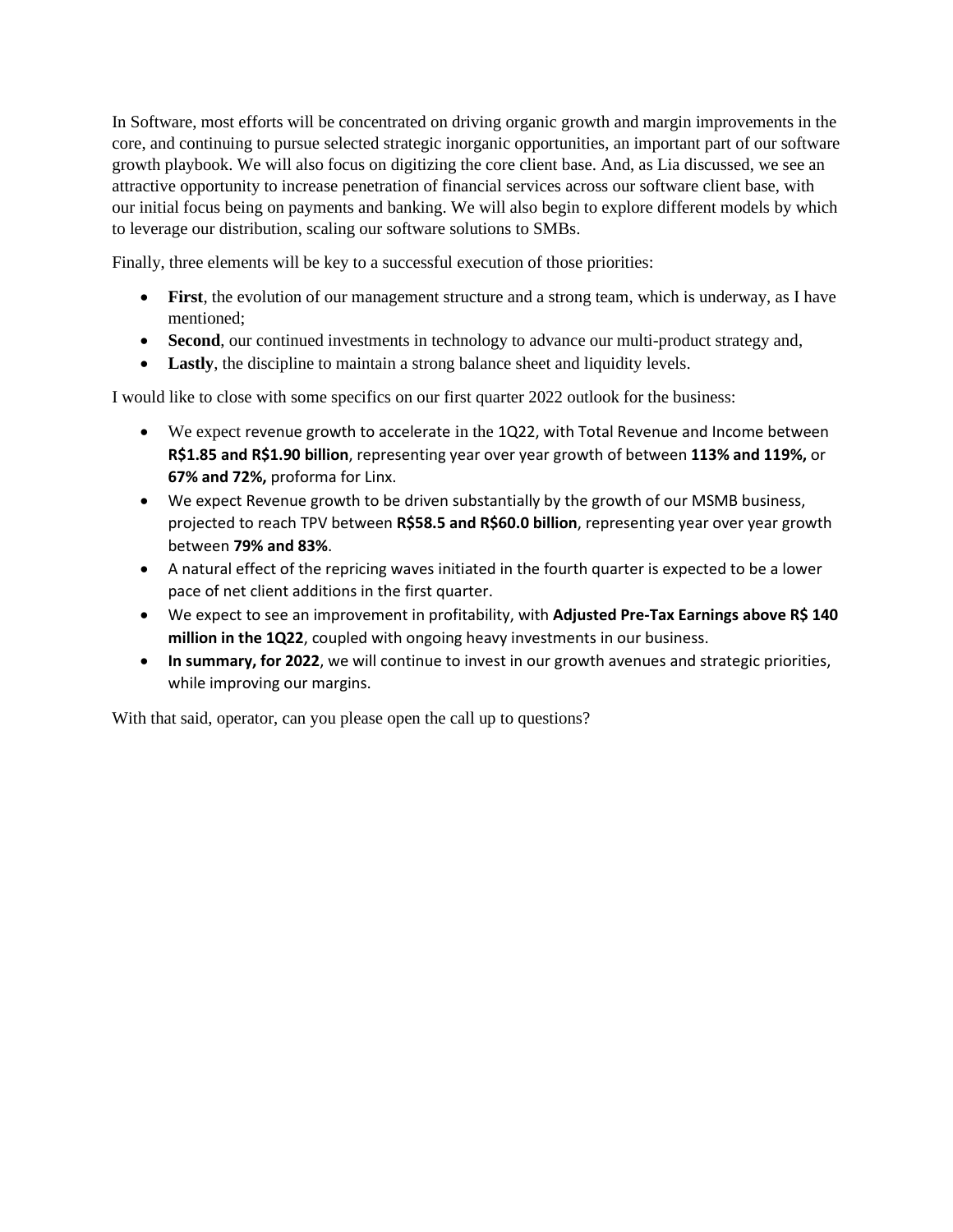In Software, most efforts will be concentrated on driving organic growth and margin improvements in the core, and continuing to pursue selected strategic inorganic opportunities, an important part of our software growth playbook. We will also focus on digitizing the core client base. And, as Lia discussed, we see an attractive opportunity to increase penetration of financial services across our software client base, with our initial focus being on payments and banking. We will also begin to explore different models by which to leverage our distribution, scaling our software solutions to SMBs.

Finally, three elements will be key to a successful execution of those priorities:

- **First**, the evolution of our management structure and a strong team, which is underway, as I have mentioned;
- **Second**, our continued investments in technology to advance our multi-product strategy and,
- **Lastly**, the discipline to maintain a strong balance sheet and liquidity levels.

I would like to close with some specifics on our first quarter 2022 outlook for the business:

- We expect revenue growth to accelerate in the 1Q22, with Total Revenue and Income between **R$1.85 and R$1.90 billion**, representing year over year growth of between **113% and 119%,** or **67% and 72%,** proforma for Linx.
- We expect Revenue growth to be driven substantially by the growth of our MSMB business, projected to reach TPV between **R$58.5 and R$60.0 billion**, representing year over year growth between **79% and 83%**.
- A natural effect of the repricing waves initiated in the fourth quarter is expected to be a lower pace of net client additions in the first quarter.
- We expect to see an improvement in profitability, with **Adjusted Pre-Tax Earnings above R$ 140 million in the 1Q22**, coupled with ongoing heavy investments in our business.
- **In summary, for 2022**, we will continue to invest in our growth avenues and strategic priorities, while improving our margins.

With that said, operator, can you please open the call up to questions?